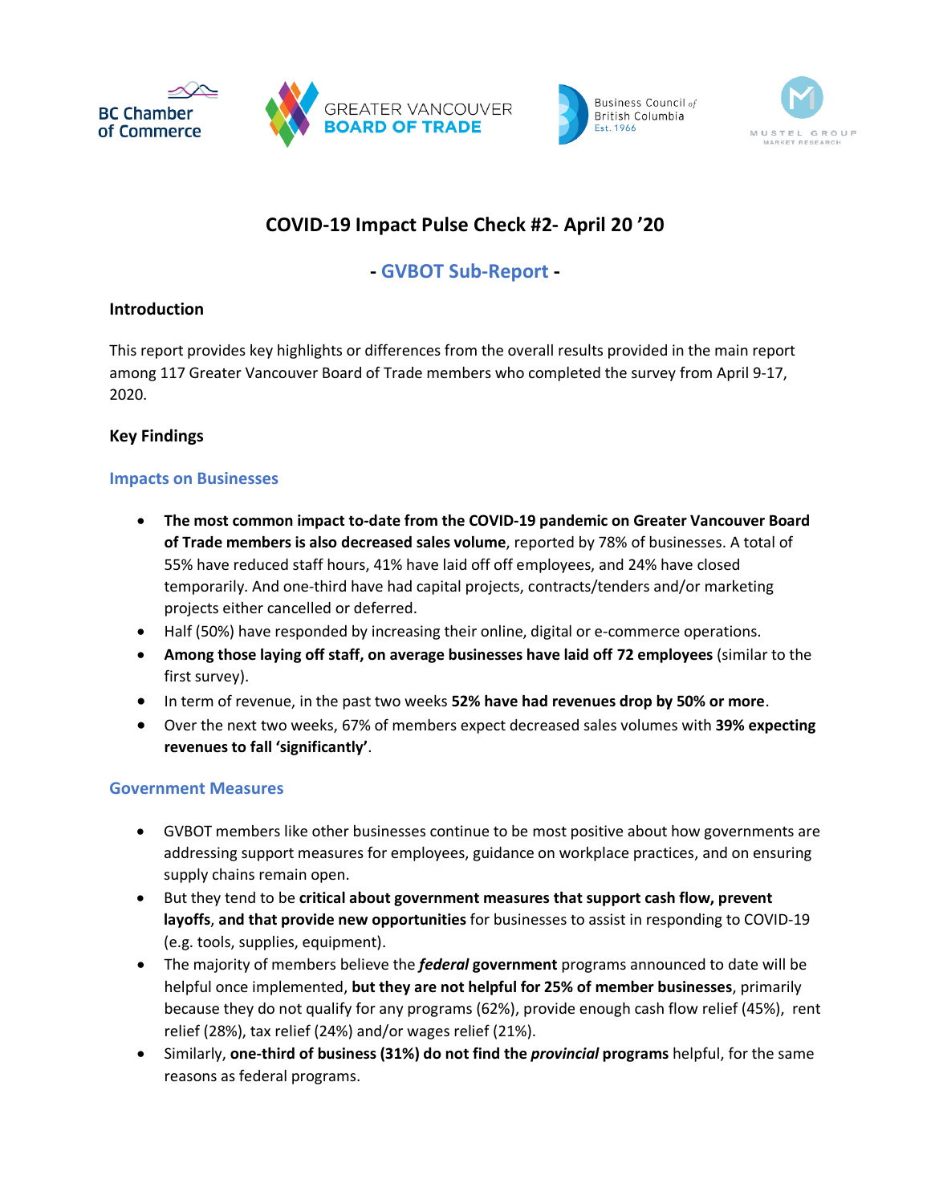# COVID-19 Impact Pulse Check #2- April 20 '20

## - GVBOT Sub-Report -

### Introduction

This report provides key highlights or differences from the overall results provided in the main report among 117 Greater Vancouver Board of Trade members who completed the survey from April 9-17, 2020.

### Key Findings

#### Impacts on Businesses

- **The most common impact to-date from the COVID-19 pandemic on Greater Vancouver Board of Trade members is also decreased sales volume**, reported by 78% of businesses. A total of 55% have reduced staff hours, 41% have laid off off employees, and 24% have closed temporarily. And one-third have had capital projects, contracts/tenders and/or marketing projects either cancelled or deferred.
- Half (50%) have responded by increasing their online, digital or e-commerce operations.
- **Among those laying off staff, on average businesses have laid off 72 employees** (similar to the first survey).
- In term of revenue, in the past two weeks **52% have had revenues drop by 50% or more**.
- Over the next two weeks, 67% of members expect decreased sales volumes with **39% expecting revenues to fall 'significantly'**.

#### Government Measures

- GVBOT members like other businesses continue to be most positive about how governments are addressing support measures for employees, guidance on workplace practices, and on ensuring supply chains remain open.
- But they tend to be **critical about government measures that support cash flow, prevent layoffs**, **and that provide new opportunities** for businesses to assist in responding to COVID-19 (e.g. tools, supplies, equipment).
- The majority of members believe the ***federal* government** programs announced to date will be helpful once implemented, **but they are not helpful for 25% of member businesses**, primarily because they do not qualify for any programs (62%), provide enough cash flow relief (45%), rent relief (28%), tax relief (24%) and/or wages relief (21%).
- Similarly, **one-third of business (31%) do not find the *provincial* programs** helpful, for the same reasons as federal programs.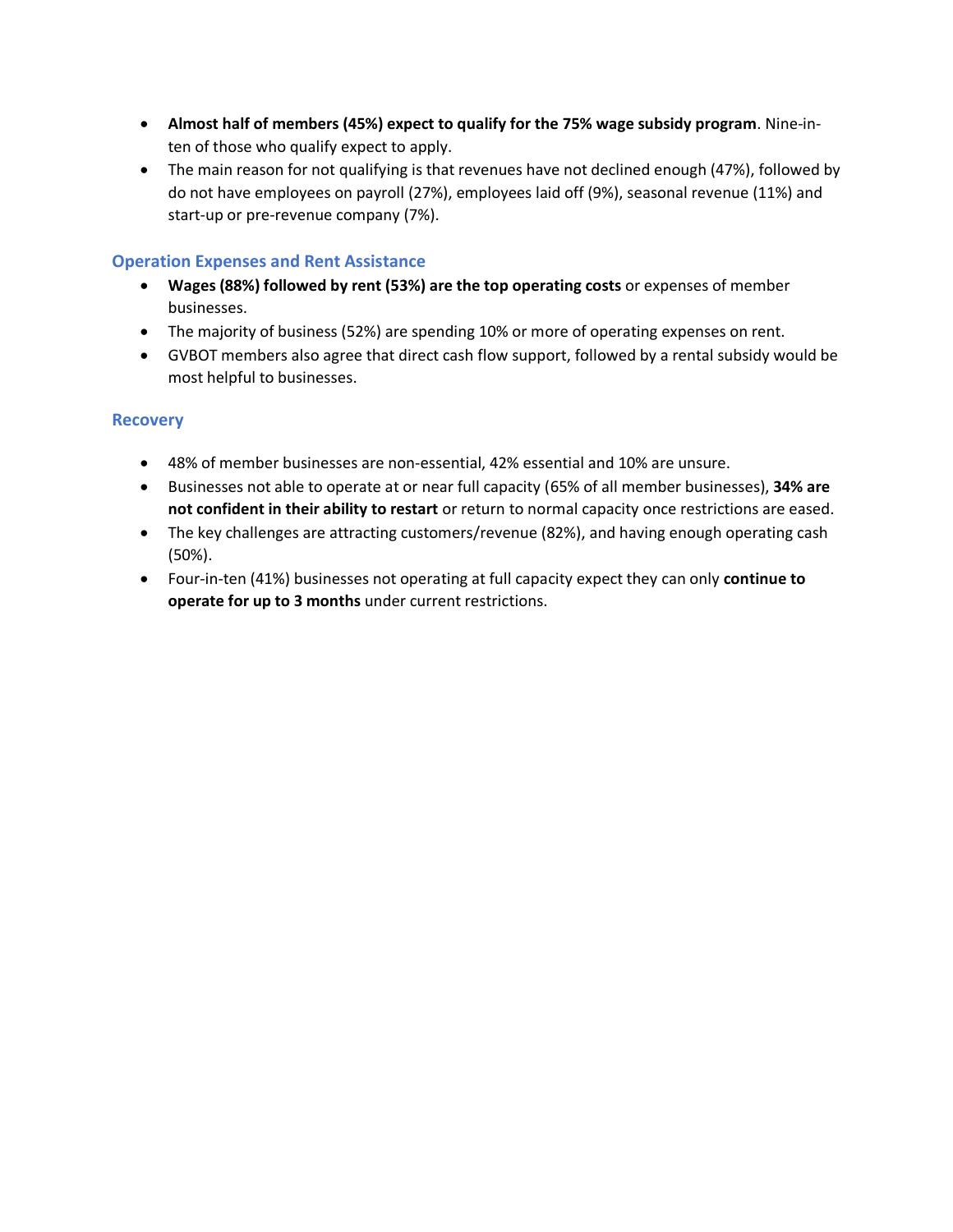- **Almost half of members (45%) expect to qualify for the 75% wage subsidy program**. Nine-in-ten of those who qualify expect to apply.
- The main reason for not qualifying is that revenues have not declined enough (47%), followed by do not have employees on payroll (27%), employees laid off (9%), seasonal revenue (11%) and start-up or pre-revenue company (7%).

## Operation Expenses and Rent Assistance

- **Wages (88%) followed by rent (53%) are the top operating costs** or expenses of member businesses.
- The majority of business (52%) are spending 10% or more of operating expenses on rent.
- GVBOT members also agree that direct cash flow support, followed by a rental subsidy would be most helpful to businesses.

## Recovery

- 48% of member businesses are non-essential, 42% essential and 10% are unsure.
- Businesses not able to operate at or near full capacity (65% of all member businesses), **34% are not confident in their ability to restart** or return to normal capacity once restrictions are eased.
- The key challenges are attracting customers/revenue (82%), and having enough operating cash (50%).
- Four-in-ten (41%) businesses not operating at full capacity expect they can only **continue to operate for up to 3 months** under current restrictions.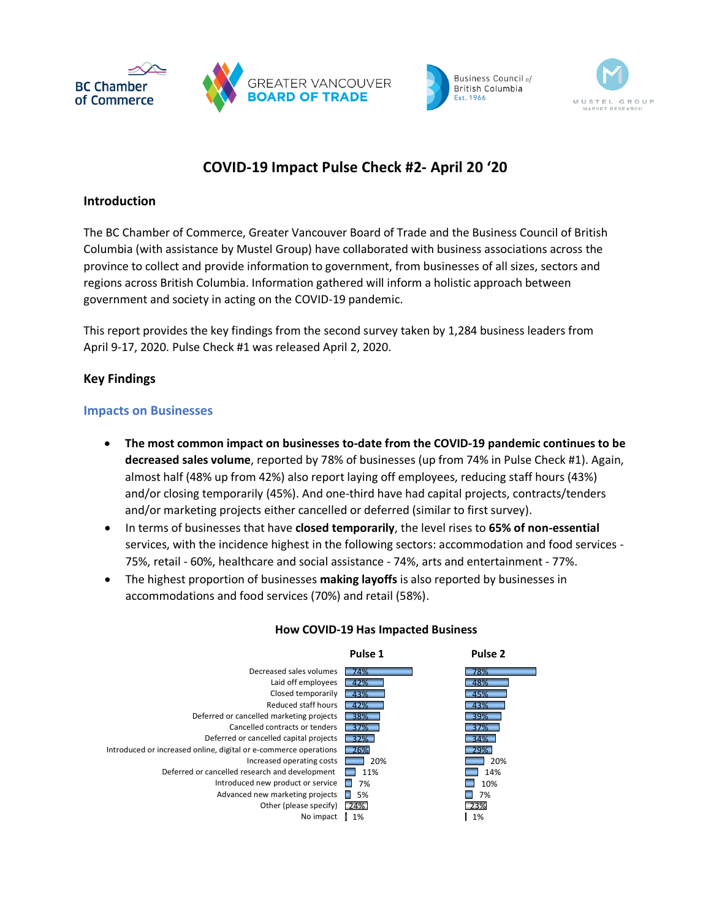# COVID-19 Impact Pulse Check #2- April 20 '20

## Introduction

The BC Chamber of Commerce, Greater Vancouver Board of Trade and the Business Council of British Columbia (with assistance by Mustel Group) have collaborated with business associations across the province to collect and provide information to government, from businesses of all sizes, sectors and regions across British Columbia. Information gathered will inform a holistic approach between government and society in acting on the COVID-19 pandemic.

This report provides the key findings from the second survey taken by 1,284 business leaders from April 9-17, 2020. Pulse Check #1 was released April 2, 2020.

## Key Findings

### Impacts on Businesses

- **The most common impact on businesses to-date from the COVID-19 pandemic continues to be decreased sales volume**, reported by 78% of businesses (up from 74% in Pulse Check #1). Again, almost half (48% up from 42%) also report laying off employees, reducing staff hours (43%) and/or closing temporarily (45%). And one-third have had capital projects, contracts/tenders and/or marketing projects either cancelled or deferred (similar to first survey).
- In terms of businesses that have **closed temporarily**, the level rises to **65% of non-essential** services, with the incidence highest in the following sectors: accommodation and food services - 75%, retail - 60%, healthcare and social assistance - 74%, arts and entertainment - 77%.
- The highest proportion of businesses **making layoffs** is also reported by businesses in accommodations and food services (70%) and retail (58%).

**How COVID-19 Has Impacted Business**

| | Pulse 1 | Pulse 2 |
|---|---|---|
| Decreased sales volumes | 74% | 78% |
| Laid off employees | 42% | 48% |
| Closed temporarily | 43% | 45% |
| Reduced staff hours | 42% | 43% |
| Deferred or cancelled marketing projects | 38% | 39% |
| Cancelled contracts or tenders | 37% | 37% |
| Deferred or cancelled capital projects | 32% | 34% |
| Introduced or increased online, digital or e-commerce operations | 26% | 29% |
| Increased operating costs | 20% | 20% |
| Deferred or cancelled research and development | 11% | 14% |
| Introduced new product or service | 7% | 10% |
| Advanced new marketing projects | 5% | 7% |
| Other (please specify) | 24% | 23% |
| No impact | 1% | 1% |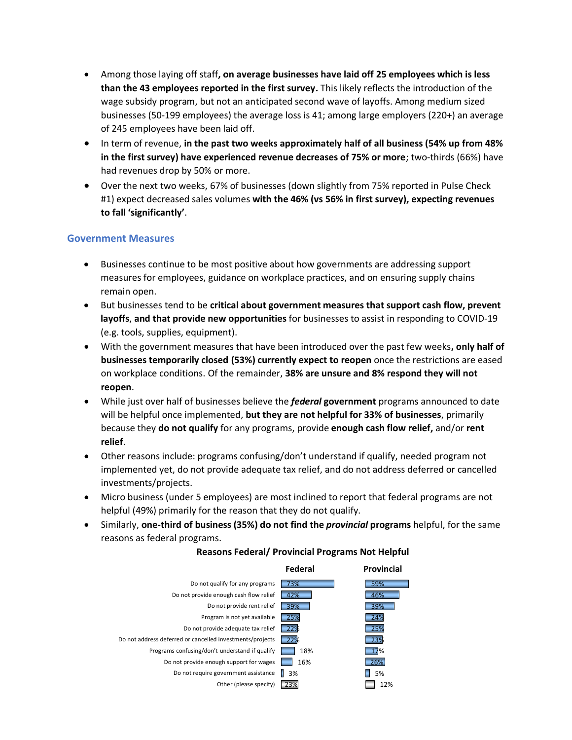- Among those laying off staff**, on average businesses have laid off 25 employees which is less than the 43 employees reported in the first survey.** This likely reflects the introduction of the wage subsidy program, but not an anticipated second wave of layoffs. Among medium sized businesses (50-199 employees) the average loss is 41; among large employers (220+) an average of 245 employees have been laid off.
- In term of revenue, **in the past two weeks approximately half of all business (54% up from 48% in the first survey) have experienced revenue decreases of 75% or more**; two-thirds (66%) have had revenues drop by 50% or more.
- Over the next two weeks, 67% of businesses (down slightly from 75% reported in Pulse Check #1) expect decreased sales volumes **with the 46% (vs 56% in first survey), expecting revenues to fall 'significantly'**.

## Government Measures

- Businesses continue to be most positive about how governments are addressing support measures for employees, guidance on workplace practices, and on ensuring supply chains remain open.
- But businesses tend to be **critical about government measures that support cash flow, prevent layoffs**, **and that provide new opportunities** for businesses to assist in responding to COVID-19 (e.g. tools, supplies, equipment).
- With the government measures that have been introduced over the past few weeks**, only half of businesses temporarily closed (53%) currently expect to reopen** once the restrictions are eased on workplace conditions. Of the remainder, **38% are unsure and 8% respond they will not reopen**.
- While just over half of businesses believe the ***federal* government** programs announced to date will be helpful once implemented, **but they are not helpful for 33% of businesses**, primarily because they **do not qualify** for any programs, provide **enough cash flow relief,** and/or **rent relief**.
- Other reasons include: programs confusing/don't understand if qualify, needed program not implemented yet, do not provide adequate tax relief, and do not address deferred or cancelled investments/projects.
- Micro business (under 5 employees) are most inclined to report that federal programs are not helpful (49%) primarily for the reason that they do not qualify.
- Similarly, **one-third of business (35%) do not find the *provincial* programs** helpful, for the same reasons as federal programs.

**Reasons Federal/ Provincial Programs Not Helpful**

| | Federal | Provincial |
|---|---|---|
| Do not qualify for any programs | 73% | 59% |
| Do not provide enough cash flow relief | 42% | 46% |
| Do not provide rent relief | 39% | 39% |
| Program is not yet available | 25% | 24% |
| Do not provide adequate tax relief | 22% | 25% |
| Do not address deferred or cancelled investments/projects | 22% | 23% |
| Programs confusing/don't understand if qualify | 18% | 17% |
| Do not provide enough support for wages | 16% | 26% |
| Do not require government assistance | 3% | 5% |
| Other (please specify) | 23% | 12% |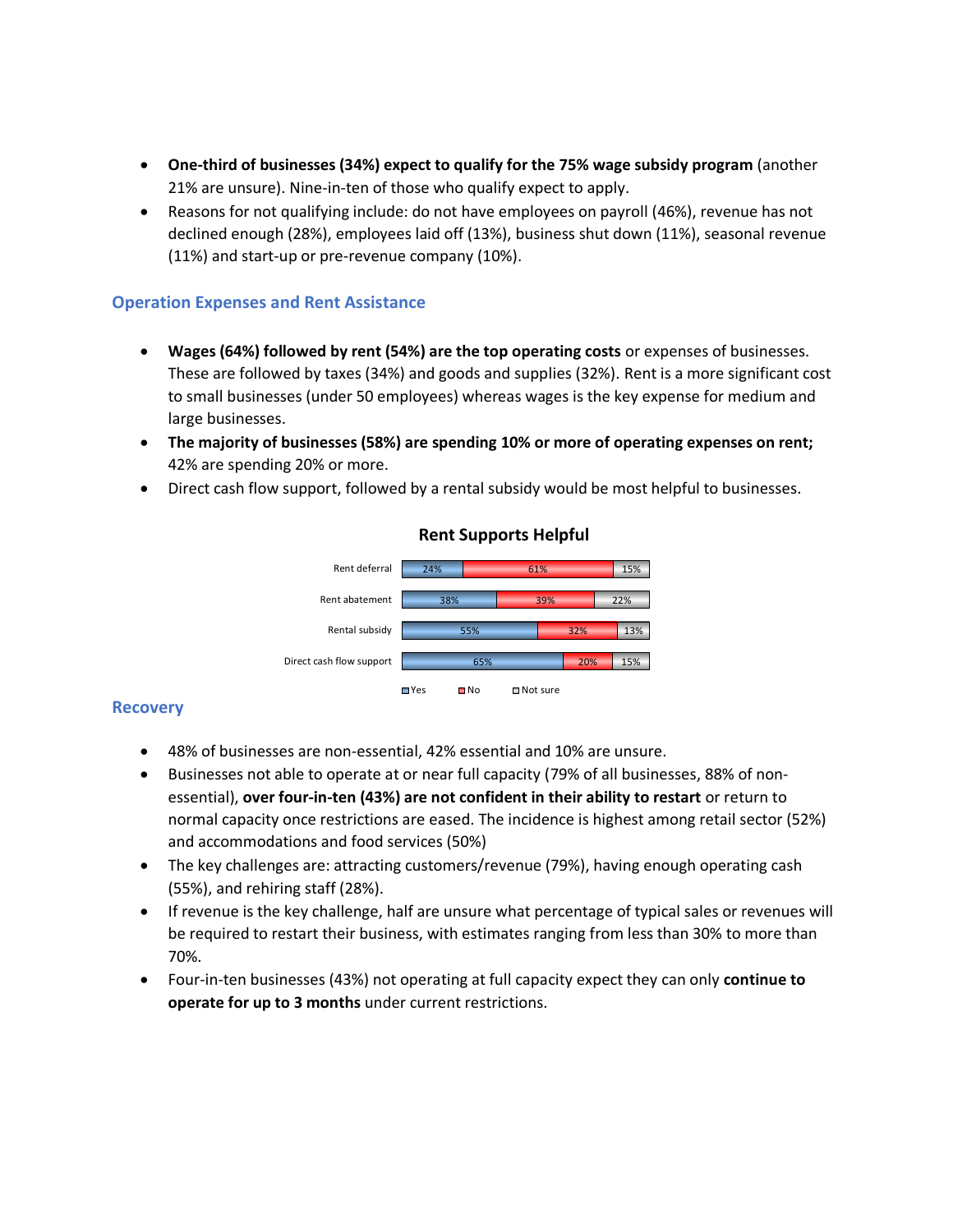- **One-third of businesses (34%) expect to qualify for the 75% wage subsidy program** (another 21% are unsure). Nine-in-ten of those who qualify expect to apply.
- Reasons for not qualifying include: do not have employees on payroll (46%), revenue has not declined enough (28%), employees laid off (13%), business shut down (11%), seasonal revenue (11%) and start-up or pre-revenue company (10%).

## Operation Expenses and Rent Assistance

- **Wages (64%) followed by rent (54%) are the top operating costs** or expenses of businesses. These are followed by taxes (34%) and goods and supplies (32%). Rent is a more significant cost to small businesses (under 50 employees) whereas wages is the key expense for medium and large businesses.
- **The majority of businesses (58%) are spending 10% or more of operating expenses on rent;** 42% are spending 20% or more.
- Direct cash flow support, followed by a rental subsidy would be most helpful to businesses.

**Rent Supports Helpful**

Rent deferral 24% 61% 15%

Rent abatement 38% 39% 22%

Rental subsidy 55% 32% 13%

Direct cash flow support 65% 20% 15%

Yes No Not sure

## Recovery

- 48% of businesses are non-essential, 42% essential and 10% are unsure.
- Businesses not able to operate at or near full capacity (79% of all businesses, 88% of non-essential), **over four-in-ten (43%) are not confident in their ability to restart** or return to normal capacity once restrictions are eased. The incidence is highest among retail sector (52%) and accommodations and food services (50%)
- The key challenges are: attracting customers/revenue (79%), having enough operating cash (55%), and rehiring staff (28%).
- If revenue is the key challenge, half are unsure what percentage of typical sales or revenues will be required to restart their business, with estimates ranging from less than 30% to more than 70%.
- Four-in-ten businesses (43%) not operating at full capacity expect they can only **continue to operate for up to 3 months** under current restrictions.